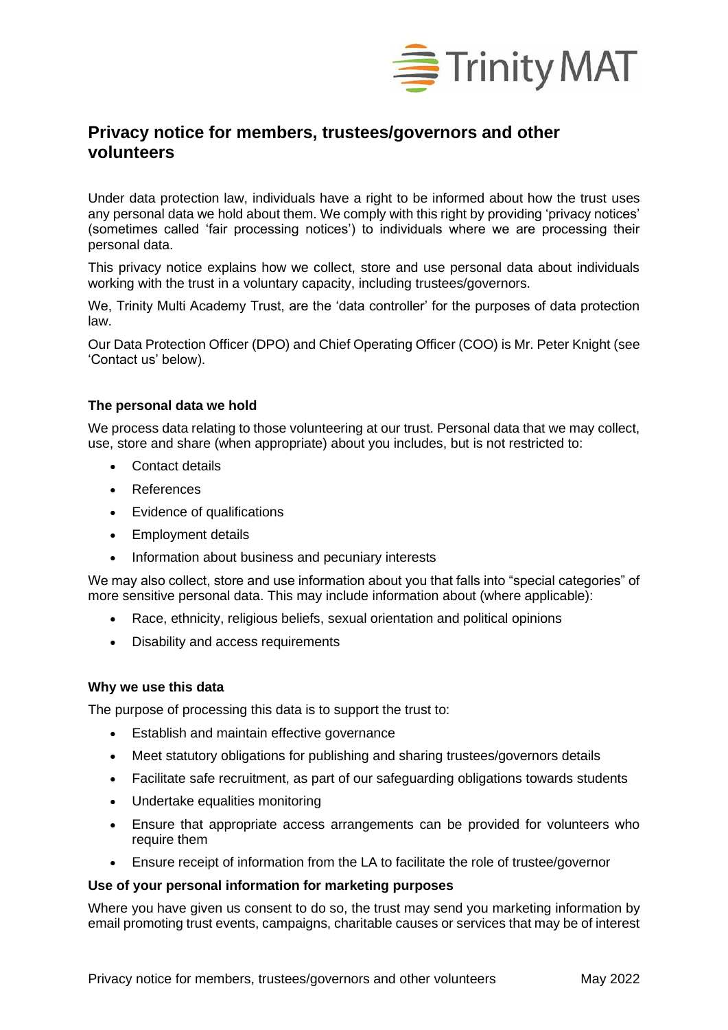# Privacy notice for members, trustees/governors and other volunteers

Under data protection law, individuals have a right to be informed about how the trust uses any personal data we hold about them. We comply with this right by providing 'privacy notices' (sometimes called 'fair processing notices') to individuals where we are processing their personal data.

This privacy notice explains how we collect, store and use personal data about individuals working with the trust in a voluntary capacity, including trustees/governors.

We, Trinity Multi Academy Trust, are the 'data controller' for the purposes of data protection law.

Our Data Protection Officer (DPO) and Chief Operating Officer (COO) is Mr. Peter Knight (see 'Contact us' below).

### The personal data we hold

We process data relating to those volunteering at our trust. Personal data that we may collect, use, store and share (when appropriate) about you includes, but is not restricted to:

- Contact details
- References
- Evidence of qualifications
- Employment details
- Information about business and pecuniary interests

We may also collect, store and use information about you that falls into "special categories" of more sensitive personal data. This may include information about (where applicable):

- Race, ethnicity, religious beliefs, sexual orientation and political opinions
- Disability and access requirements

### Why we use this data

The purpose of processing this data is to support the trust to:

- Establish and maintain effective governance
- Meet statutory obligations for publishing and sharing trustees/governors details
- Facilitate safe recruitment, as part of our safeguarding obligations towards students
- Undertake equalities monitoring
- Ensure that appropriate access arrangements can be provided for volunteers who require them
- Ensure receipt of information from the LA to facilitate the role of trustee/governor

### Use of your personal information for marketing purposes

Where you have given us consent to do so, the trust may send you marketing information by email promoting trust events, campaigns, charitable causes or services that may be of interest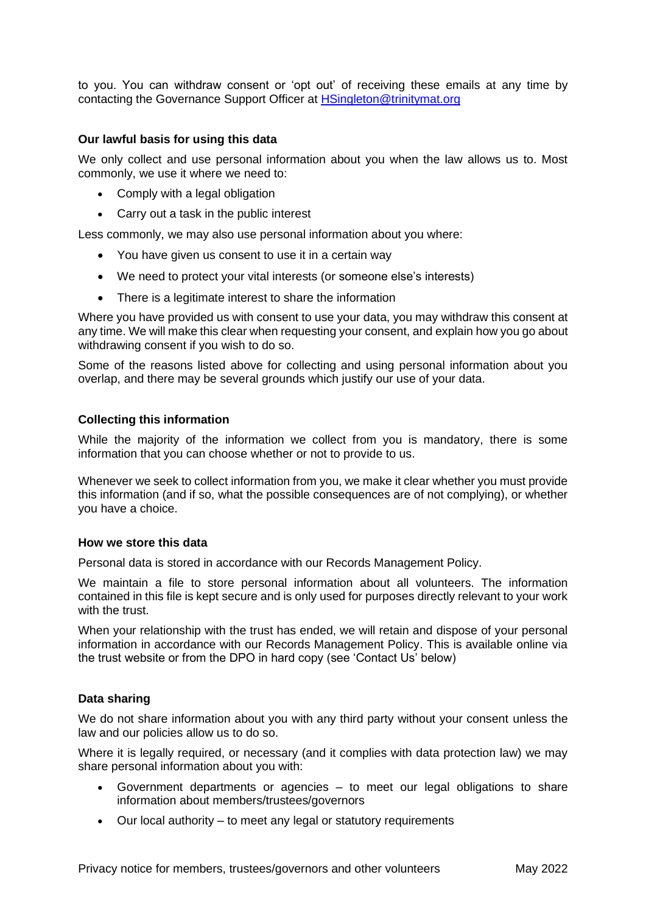to you. You can withdraw consent or 'opt out' of receiving these emails at any time by contacting the Governance Support Officer at HSingleton@trinitymat.org

### Our lawful basis for using this data

We only collect and use personal information about you when the law allows us to. Most commonly, we use it where we need to:

- Comply with a legal obligation
- Carry out a task in the public interest

Less commonly, we may also use personal information about you where:

- You have given us consent to use it in a certain way
- We need to protect your vital interests (or someone else's interests)
- There is a legitimate interest to share the information

Where you have provided us with consent to use your data, you may withdraw this consent at any time. We will make this clear when requesting your consent, and explain how you go about withdrawing consent if you wish to do so.

Some of the reasons listed above for collecting and using personal information about you overlap, and there may be several grounds which justify our use of your data.

### Collecting this information

While the majority of the information we collect from you is mandatory, there is some information that you can choose whether or not to provide to us.

Whenever we seek to collect information from you, we make it clear whether you must provide this information (and if so, what the possible consequences are of not complying), or whether you have a choice.

### How we store this data

Personal data is stored in accordance with our Records Management Policy.

We maintain a file to store personal information about all volunteers. The information contained in this file is kept secure and is only used for purposes directly relevant to your work with the trust.

When your relationship with the trust has ended, we will retain and dispose of your personal information in accordance with our Records Management Policy. This is available online via the trust website or from the DPO in hard copy (see 'Contact Us' below)

### Data sharing

We do not share information about you with any third party without your consent unless the law and our policies allow us to do so.

Where it is legally required, or necessary (and it complies with data protection law) we may share personal information about you with:

- Government departments or agencies – to meet our legal obligations to share information about members/trustees/governors
- Our local authority – to meet any legal or statutory requirements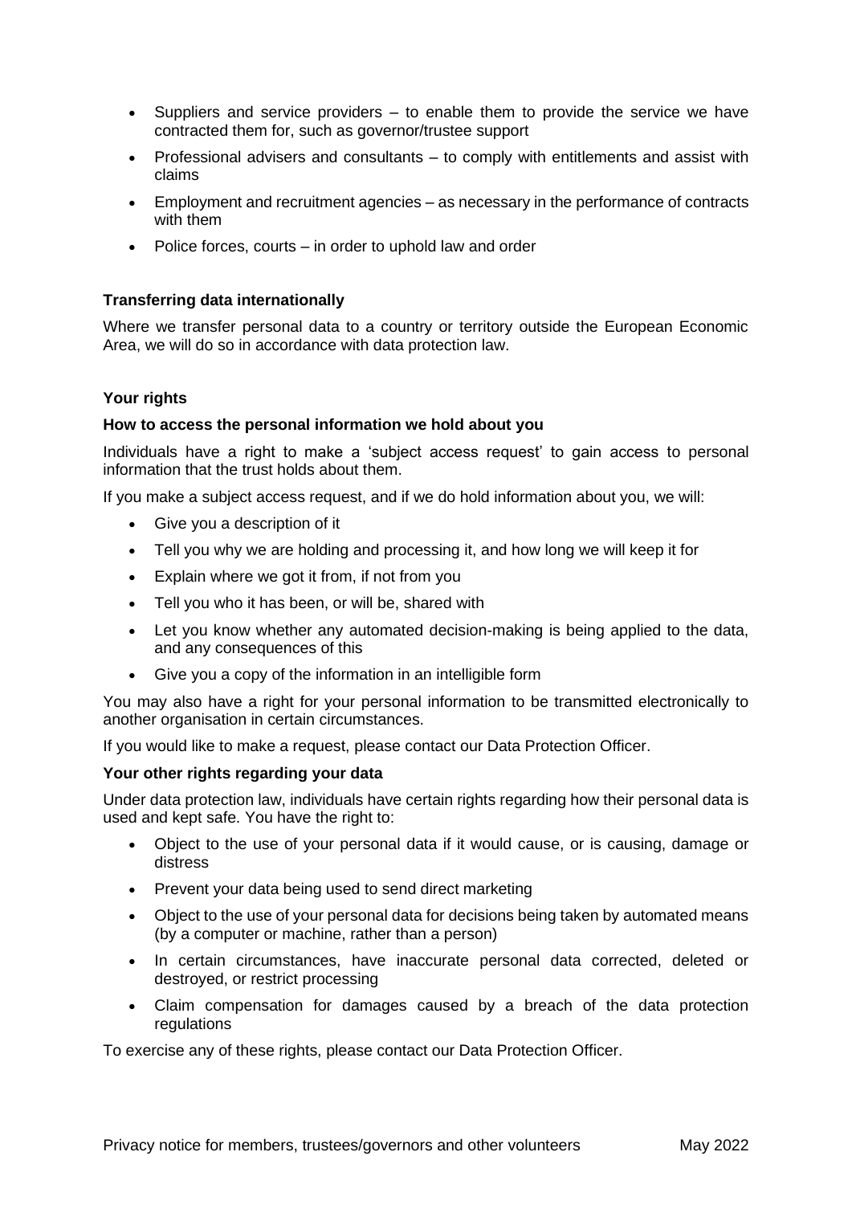- Suppliers and service providers – to enable them to provide the service we have contracted them for, such as governor/trustee support
- Professional advisers and consultants – to comply with entitlements and assist with claims
- Employment and recruitment agencies – as necessary in the performance of contracts with them
- Police forces, courts – in order to uphold law and order

### Transferring data internationally

Where we transfer personal data to a country or territory outside the European Economic Area, we will do so in accordance with data protection law.

### Your rights

#### How to access the personal information we hold about you

Individuals have a right to make a 'subject access request' to gain access to personal information that the trust holds about them.

If you make a subject access request, and if we do hold information about you, we will:

- Give you a description of it
- Tell you why we are holding and processing it, and how long we will keep it for
- Explain where we got it from, if not from you
- Tell you who it has been, or will be, shared with
- Let you know whether any automated decision-making is being applied to the data, and any consequences of this
- Give you a copy of the information in an intelligible form

You may also have a right for your personal information to be transmitted electronically to another organisation in certain circumstances.

If you would like to make a request, please contact our Data Protection Officer.

#### Your other rights regarding your data

Under data protection law, individuals have certain rights regarding how their personal data is used and kept safe. You have the right to:

- Object to the use of your personal data if it would cause, or is causing, damage or distress
- Prevent your data being used to send direct marketing
- Object to the use of your personal data for decisions being taken by automated means (by a computer or machine, rather than a person)
- In certain circumstances, have inaccurate personal data corrected, deleted or destroyed, or restrict processing
- Claim compensation for damages caused by a breach of the data protection regulations

To exercise any of these rights, please contact our Data Protection Officer.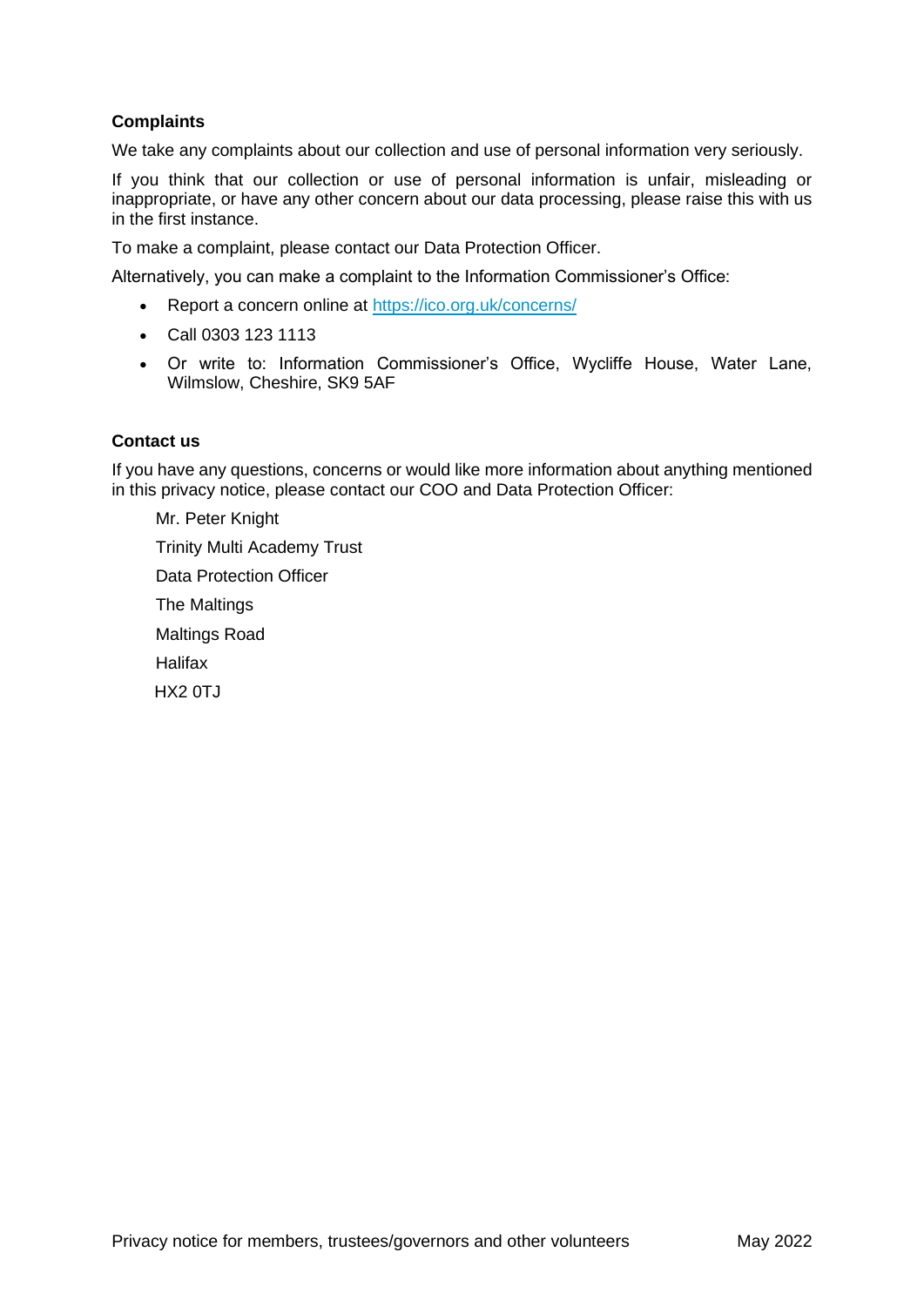### Complaints

We take any complaints about our collection and use of personal information very seriously.

If you think that our collection or use of personal information is unfair, misleading or inappropriate, or have any other concern about our data processing, please raise this with us in the first instance.

To make a complaint, please contact our Data Protection Officer.

Alternatively, you can make a complaint to the Information Commissioner's Office:

- Report a concern online at https://ico.org.uk/concerns/
- Call 0303 123 1113
- Or write to: Information Commissioner's Office, Wycliffe House, Water Lane, Wilmslow, Cheshire, SK9 5AF

### Contact us

If you have any questions, concerns or would like more information about anything mentioned in this privacy notice, please contact our COO and Data Protection Officer:

Mr. Peter Knight

Trinity Multi Academy Trust

Data Protection Officer

The Maltings

Maltings Road

Halifax

HX2 0TJ